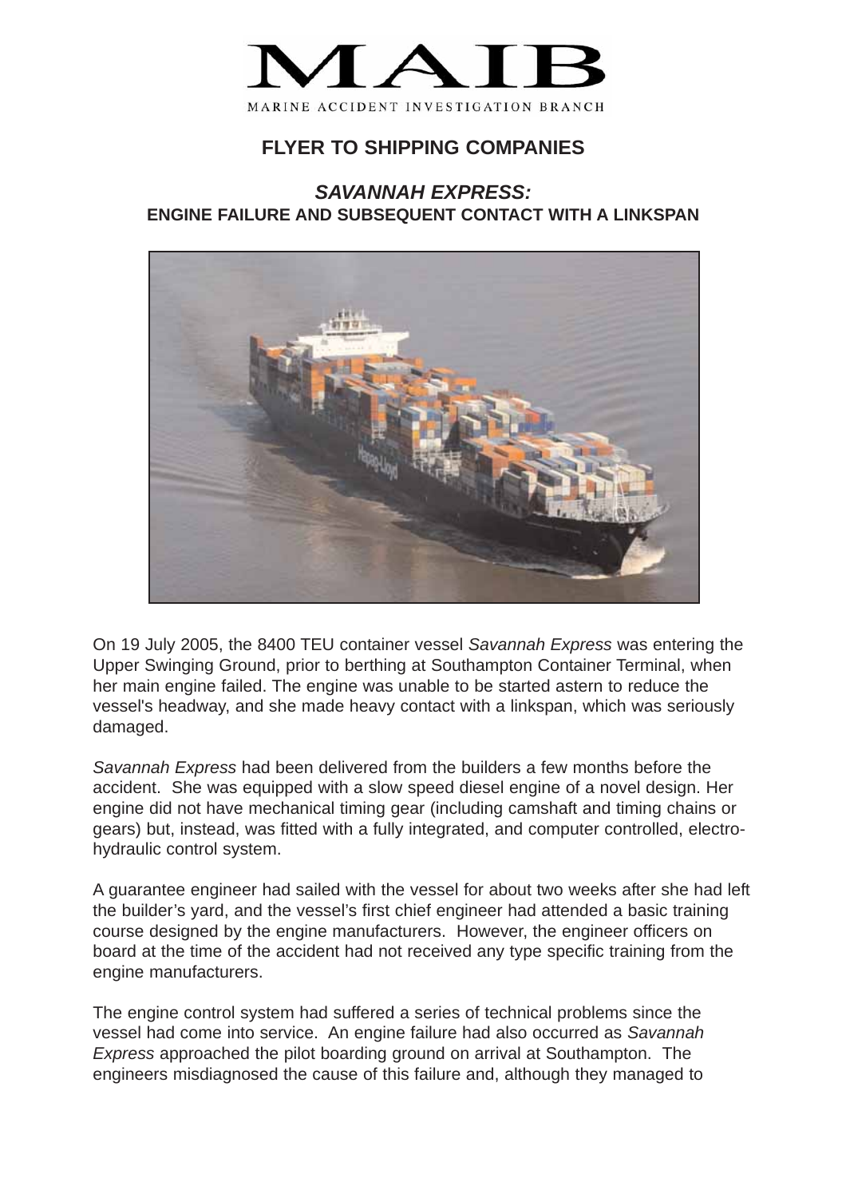# MAIB

MARINE ACCIDENT INVESTIGATION BRANCH

## FLYER TO SHIPPING COMPANIES

### *SAVANNAH EXPRESS:*
### ENGINE FAILURE AND SUBSEQUENT CONTACT WITH A LINKSPAN

On 19 July 2005, the 8400 TEU container vessel *Savannah Express* was entering the Upper Swinging Ground, prior to berthing at Southampton Container Terminal, when her main engine failed. The engine was unable to be started astern to reduce the vessel's headway, and she made heavy contact with a linkspan, which was seriously damaged.

*Savannah Express* had been delivered from the builders a few months before the accident. She was equipped with a slow speed diesel engine of a novel design. Her engine did not have mechanical timing gear (including camshaft and timing chains or gears) but, instead, was fitted with a fully integrated, and computer controlled, electro-hydraulic control system.

A guarantee engineer had sailed with the vessel for about two weeks after she had left the builder's yard, and the vessel's first chief engineer had attended a basic training course designed by the engine manufacturers. However, the engineer officers on board at the time of the accident had not received any type specific training from the engine manufacturers.

The engine control system had suffered a series of technical problems since the vessel had come into service. An engine failure had also occurred as *Savannah Express* approached the pilot boarding ground on arrival at Southampton. The engineers misdiagnosed the cause of this failure and, although they managed to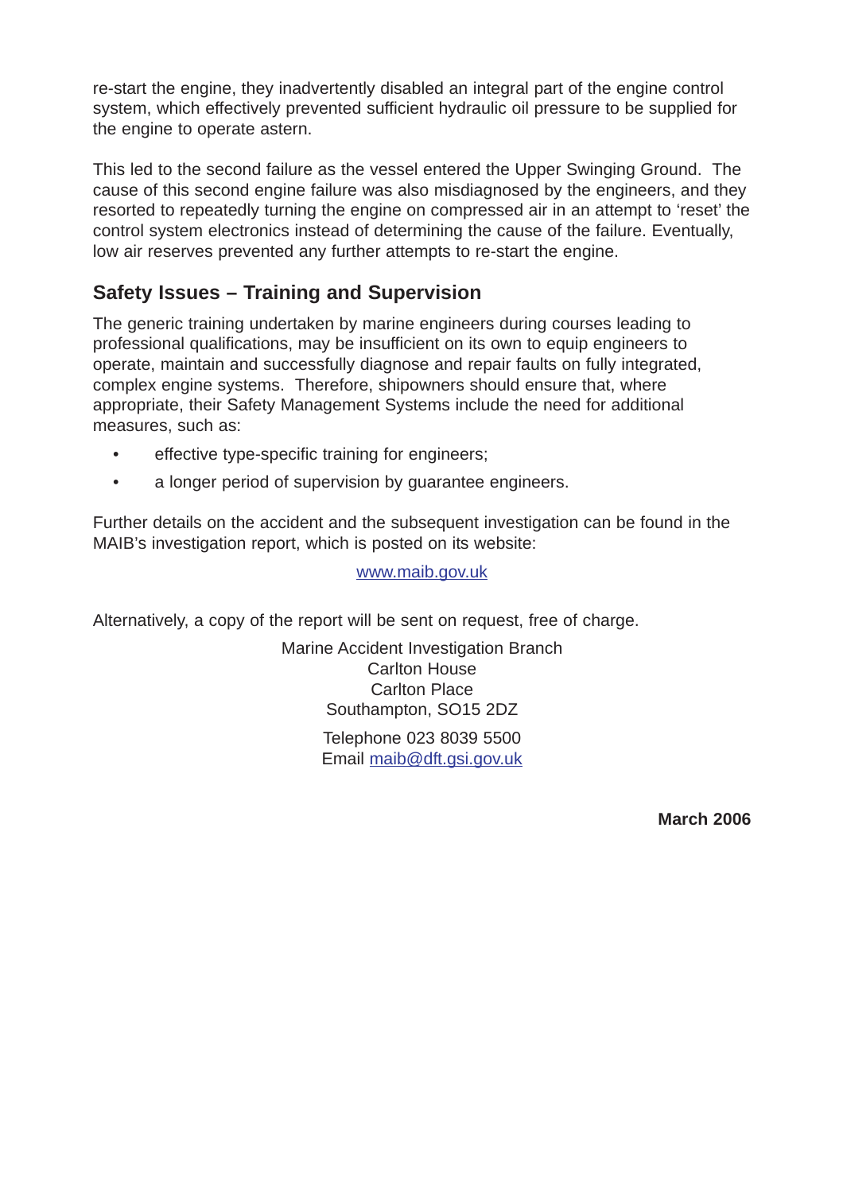re-start the engine, they inadvertently disabled an integral part of the engine control system, which effectively prevented sufficient hydraulic oil pressure to be supplied for the engine to operate astern.

This led to the second failure as the vessel entered the Upper Swinging Ground. The cause of this second engine failure was also misdiagnosed by the engineers, and they resorted to repeatedly turning the engine on compressed air in an attempt to 'reset' the control system electronics instead of determining the cause of the failure. Eventually, low air reserves prevented any further attempts to re-start the engine.

## Safety Issues – Training and Supervision

The generic training undertaken by marine engineers during courses leading to professional qualifications, may be insufficient on its own to equip engineers to operate, maintain and successfully diagnose and repair faults on fully integrated, complex engine systems. Therefore, shipowners should ensure that, where appropriate, their Safety Management Systems include the need for additional measures, such as:

- effective type-specific training for engineers;
- a longer period of supervision by guarantee engineers.

Further details on the accident and the subsequent investigation can be found in the MAIB's investigation report, which is posted on its website:

www.maib.gov.uk

Alternatively, a copy of the report will be sent on request, free of charge.

Marine Accident Investigation Branch
Carlton House
Carlton Place
Southampton, SO15 2DZ

Telephone 023 8039 5500
Email maib@dft.gsi.gov.uk

**March 2006**